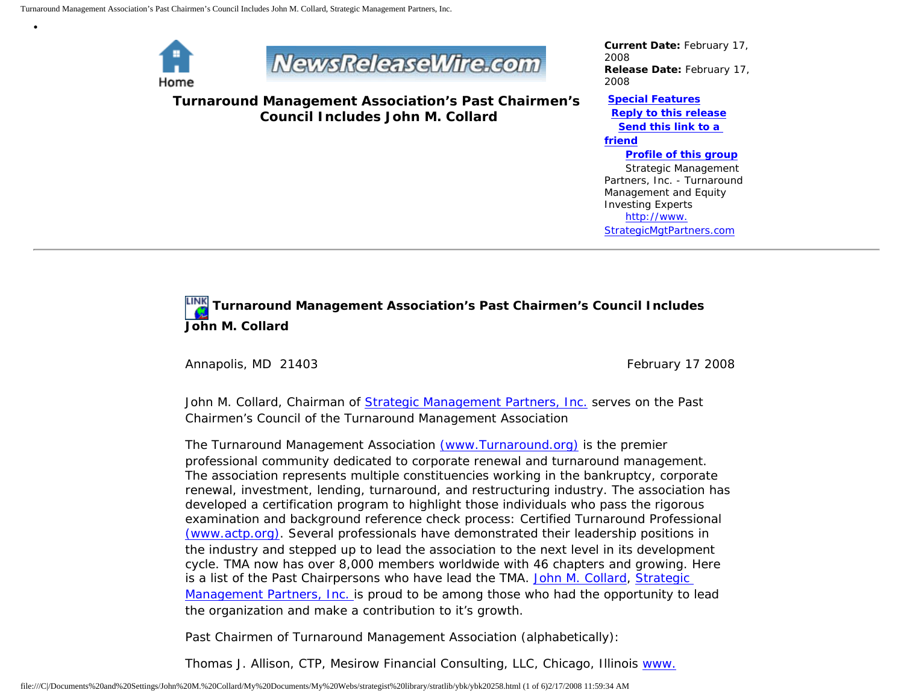Home

NewsReleaseWire.com

**Turnaround Management Association's Past Chairmen's Council Includes John M. Collard**

**Current Date:** February 17, 2008
**Release Date:** February 17, 2008

**Special Features**
**Reply to this release**
**Send this link to a friend**
**Profile of this group**
Strategic Management Partners, Inc. - Turnaround Management and Equity Investing Experts
http://www.StrategicMgtPartners.com

---

## Turnaround Management Association's Past Chairmen's Council Includes John M. Collard

Annapolis, MD 21403 February 17 2008

John M. Collard, Chairman of Strategic Management Partners, Inc. serves on the Past Chairmen's Council of the Turnaround Management Association

The Turnaround Management Association (www.Turnaround.org) is the premier professional community dedicated to corporate renewal and turnaround management. The association represents multiple constituencies working in the bankruptcy, corporate renewal, investment, lending, turnaround, and restructuring industry. The association has developed a certification program to highlight those individuals who pass the rigorous examination and background reference check process: Certified Turnaround Professional (www.actp.org). Several professionals have demonstrated their leadership positions in the industry and stepped up to lead the association to the next level in its development cycle. TMA now has over 8,000 members worldwide with 46 chapters and growing. Here is a list of the Past Chairpersons who have lead the TMA. John M. Collard, Strategic Management Partners, Inc. is proud to be among those who had the opportunity to lead the organization and make a contribution to it's growth.

Past Chairmen of Turnaround Management Association (alphabetically):

Thomas J. Allison, CTP, Mesirow Financial Consulting, LLC, Chicago, Illinois www.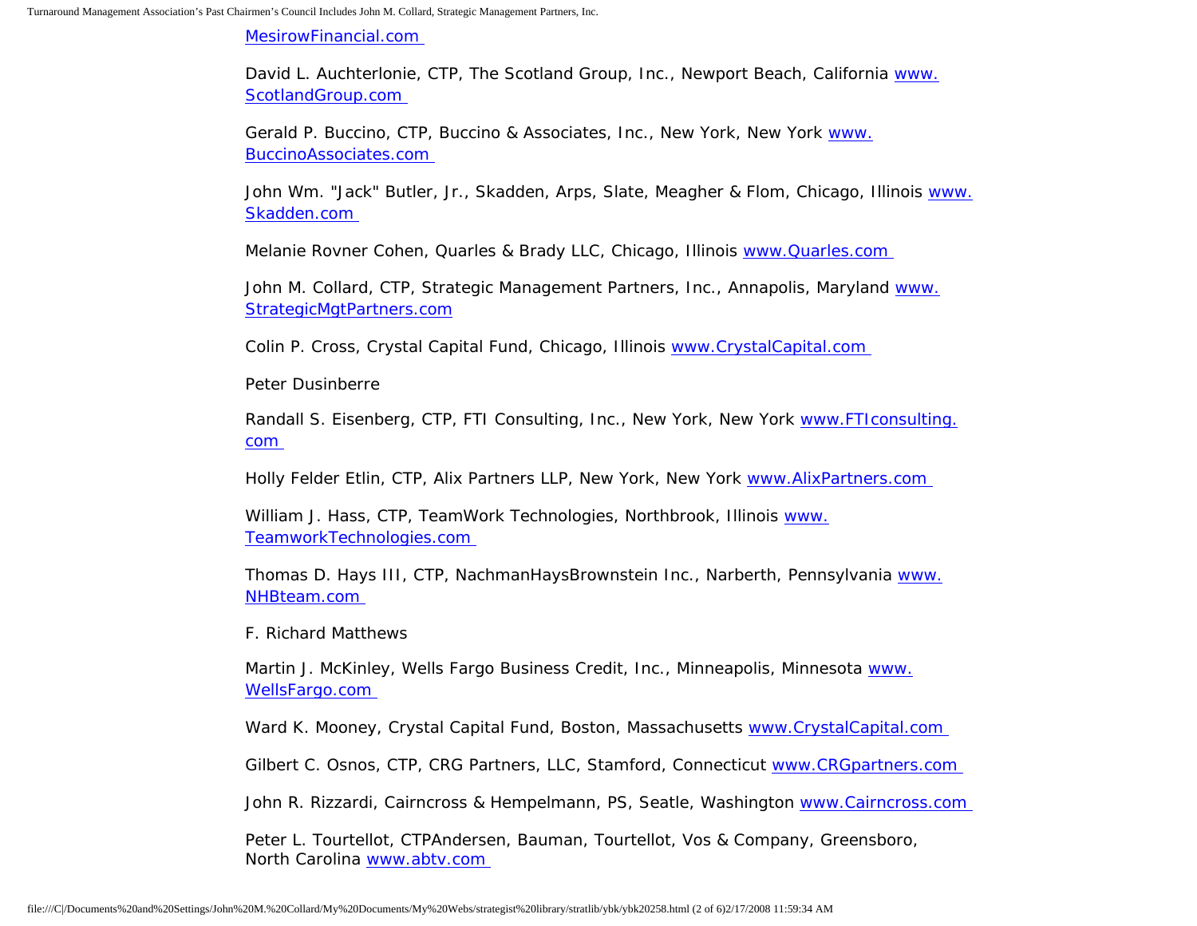MesirowFinancial.com

David L. Auchterlonie, CTP, The Scotland Group, Inc., Newport Beach, California www.ScotlandGroup.com

Gerald P. Buccino, CTP, Buccino & Associates, Inc., New York, New York www.BuccinoAssociates.com

John Wm. "Jack" Butler, Jr., Skadden, Arps, Slate, Meagher & Flom, Chicago, Illinois www.Skadden.com

Melanie Rovner Cohen, Quarles & Brady LLC, Chicago, Illinois www.Quarles.com

John M. Collard, CTP, Strategic Management Partners, Inc., Annapolis, Maryland www.StrategicMgtPartners.com

Colin P. Cross, Crystal Capital Fund, Chicago, Illinois www.CrystalCapital.com

Peter Dusinberre

Randall S. Eisenberg, CTP, FTI Consulting, Inc., New York, New York www.FTIconsulting.com

Holly Felder Etlin, CTP, Alix Partners LLP, New York, New York www.AlixPartners.com

William J. Hass, CTP, TeamWork Technologies, Northbrook, Illinois www.TeamworkTechnologies.com

Thomas D. Hays III, CTP, NachmanHaysBrownstein Inc., Narberth, Pennsylvania www.NHBteam.com

F. Richard Matthews

Martin J. McKinley, Wells Fargo Business Credit, Inc., Minneapolis, Minnesota www.WellsFargo.com

Ward K. Mooney, Crystal Capital Fund, Boston, Massachusetts www.CrystalCapital.com

Gilbert C. Osnos, CTP, CRG Partners, LLC, Stamford, Connecticut www.CRGpartners.com

John R. Rizzardi, Cairncross & Hempelmann, PS, Seatle, Washington www.Cairncross.com

Peter L. Tourtellot, CTPAndersen, Bauman, Tourtellot, Vos & Company, Greensboro, North Carolina www.abtv.com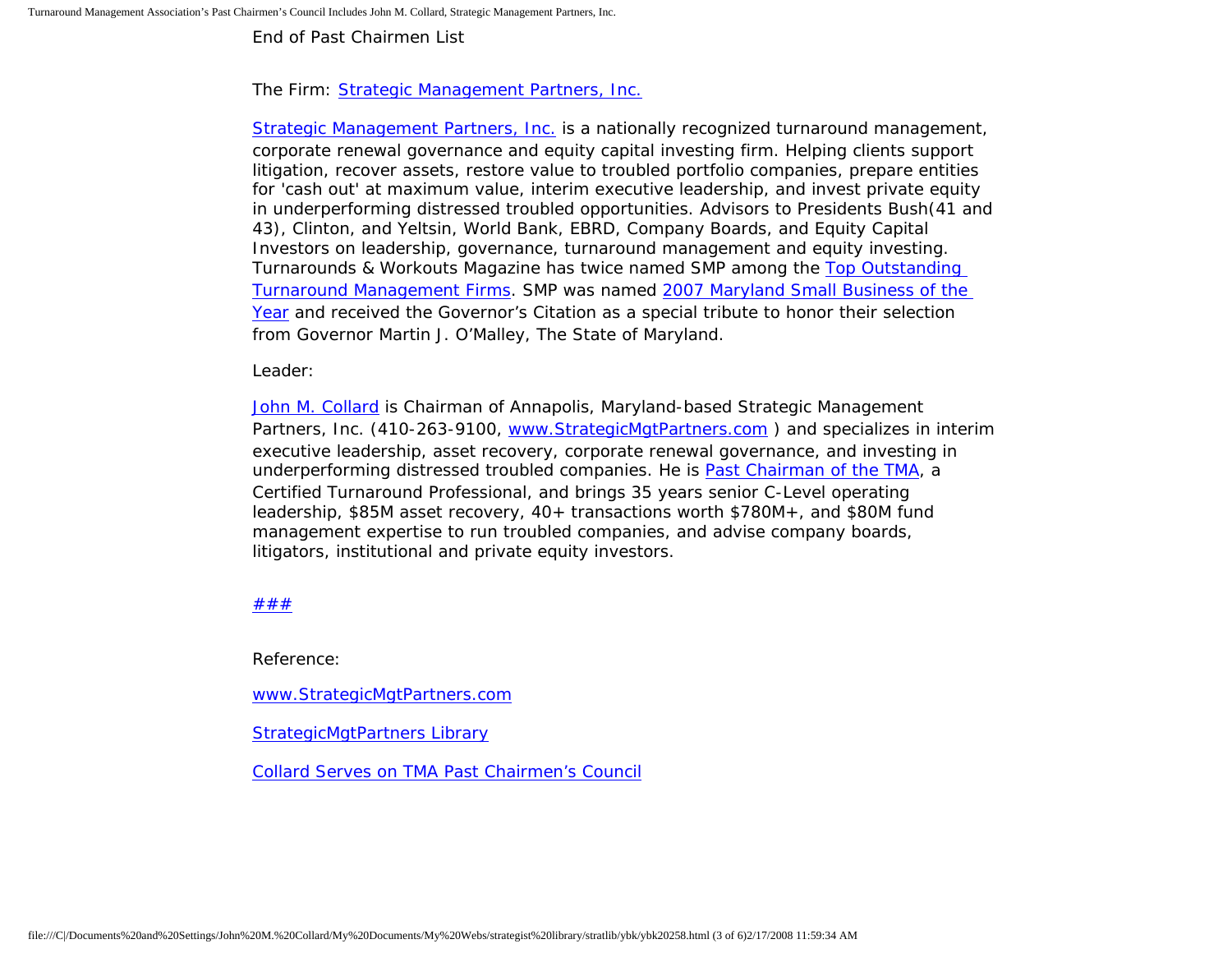End of Past Chairmen List

The Firm: [Strategic Management Partners, Inc.]

[Strategic Management Partners, Inc.] is a nationally recognized turnaround management, corporate renewal governance and equity capital investing firm. Helping clients support litigation, recover assets, restore value to troubled portfolio companies, prepare entities for 'cash out' at maximum value, interim executive leadership, and invest private equity in underperforming distressed troubled opportunities. Advisors to Presidents Bush(41 and 43), Clinton, and Yeltsin, World Bank, EBRD, Company Boards, and Equity Capital Investors on leadership, governance, turnaround management and equity investing. Turnarounds & Workouts Magazine has twice named SMP among the Top Outstanding Turnaround Management Firms. SMP was named 2007 Maryland Small Business of the Year and received the Governor's Citation as a special tribute to honor their selection from Governor Martin J. O'Malley, The State of Maryland.

Leader:

John M. Collard is Chairman of Annapolis, Maryland-based Strategic Management Partners, Inc. (410-263-9100, www.StrategicMgtPartners.com ) and specializes in interim executive leadership, asset recovery, corporate renewal governance, and investing in underperforming distressed troubled companies. He is Past Chairman of the TMA, a Certified Turnaround Professional, and brings 35 years senior C-Level operating leadership, $85M asset recovery, 40+ transactions worth $780M+, and $80M fund management expertise to run troubled companies, and advise company boards, litigators, institutional and private equity investors.

###

Reference:

www.StrategicMgtPartners.com

StrategicMgtPartners Library

Collard Serves on TMA Past Chairmen's Council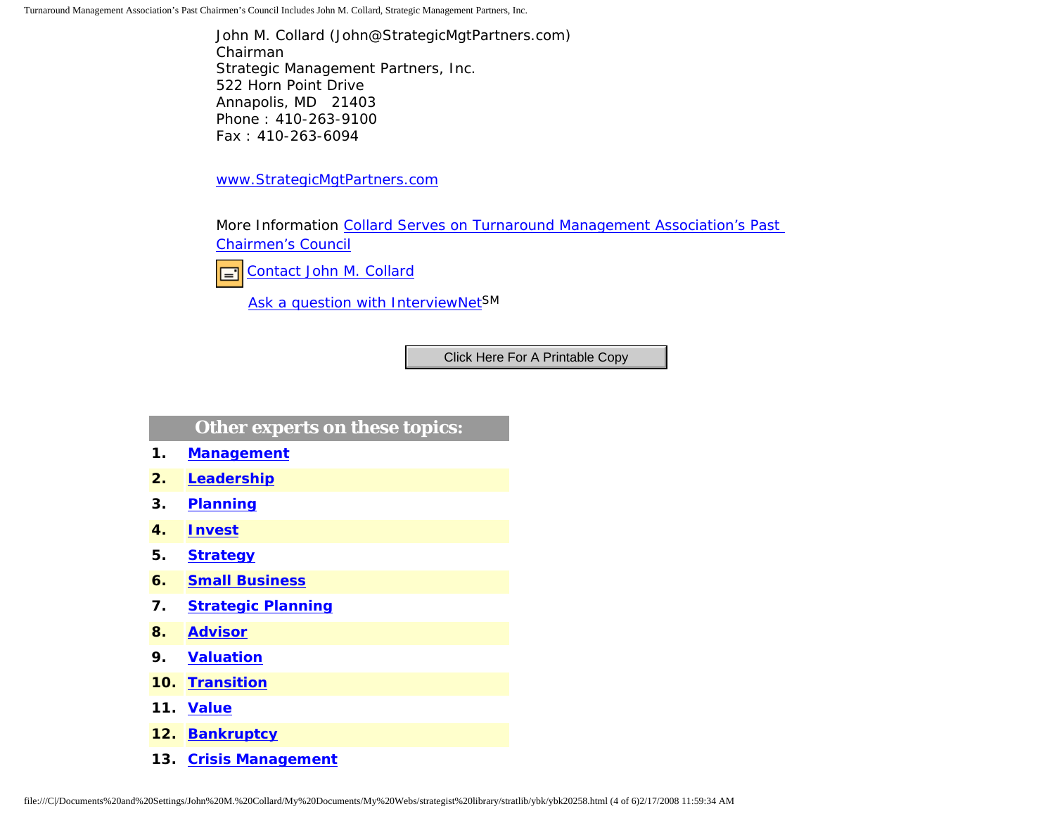John M. Collard (John@StrategicMgtPartners.com)
Chairman
Strategic Management Partners, Inc.
522 Horn Point Drive
Annapolis, MD 21403
Phone : 410-263-9100
Fax : 410-263-6094

www.StrategicMgtPartners.com

More Information Collard Serves on Turnaround Management Association's Past Chairmen's Council

Contact John M. Collard

Ask a question with InterviewNet[SM]

Click Here For A Printable Copy

**Other experts on these topics:**

1. **Management**
2. **Leadership**
3. **Planning**
4. **Invest**
5. **Strategy**
6. **Small Business**
7. **Strategic Planning**
8. **Advisor**
9. **Valuation**
10. **Transition**
11. **Value**
12. **Bankruptcy**
13. **Crisis Management**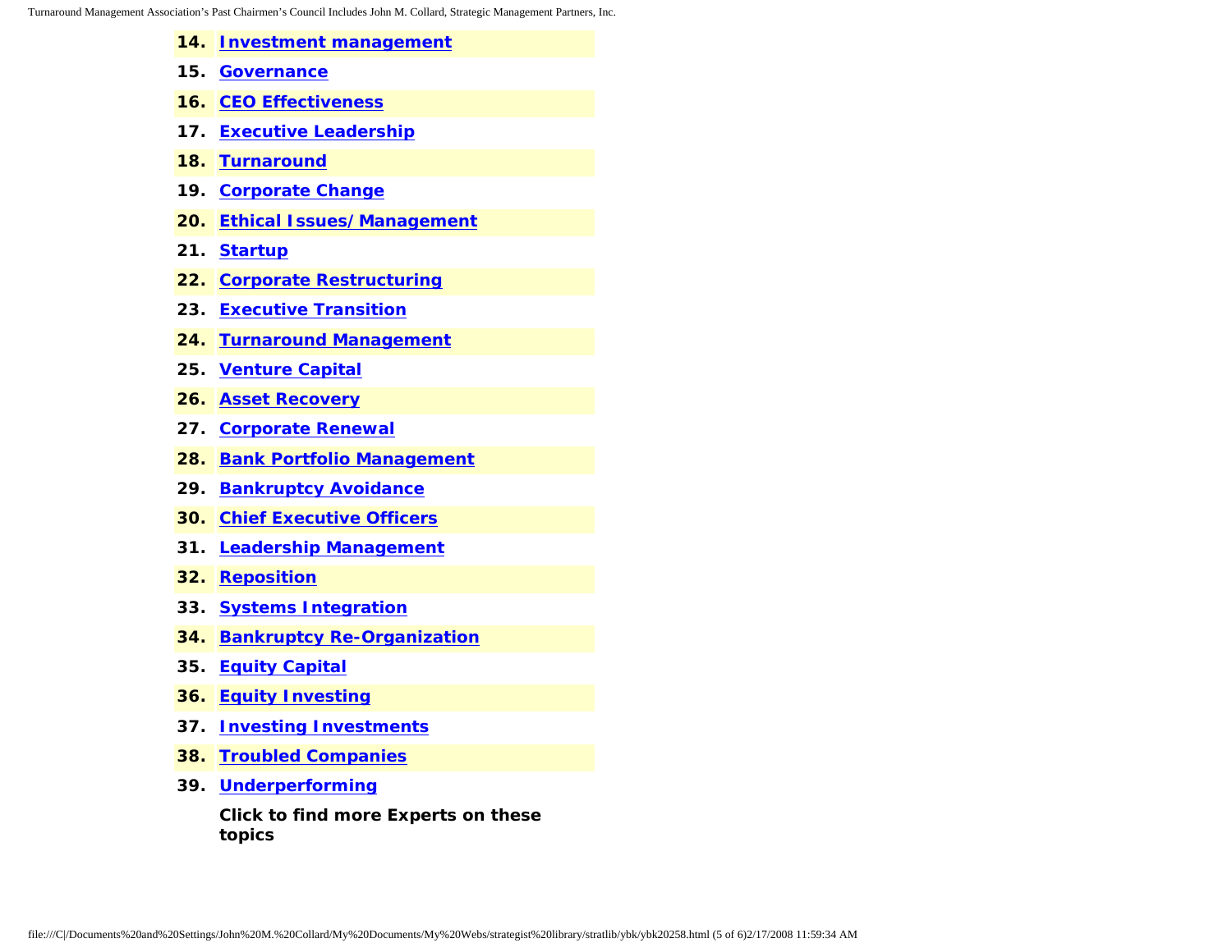14. Investment management
15. Governance
16. CEO Effectiveness
17. Executive Leadership
18. Turnaround
19. Corporate Change
20. Ethical Issues/Management
21. Startup
22. Corporate Restructuring
23. Executive Transition
24. Turnaround Management
25. Venture Capital
26. Asset Recovery
27. Corporate Renewal
28. Bank Portfolio Management
29. Bankruptcy Avoidance
30. Chief Executive Officers
31. Leadership Management
32. Reposition
33. Systems Integration
34. Bankruptcy Re-Organization
35. Equity Capital
36. Equity Investing
37. Investing Investments
38. Troubled Companies
39. Underperforming

**Click to find more Experts on these topics**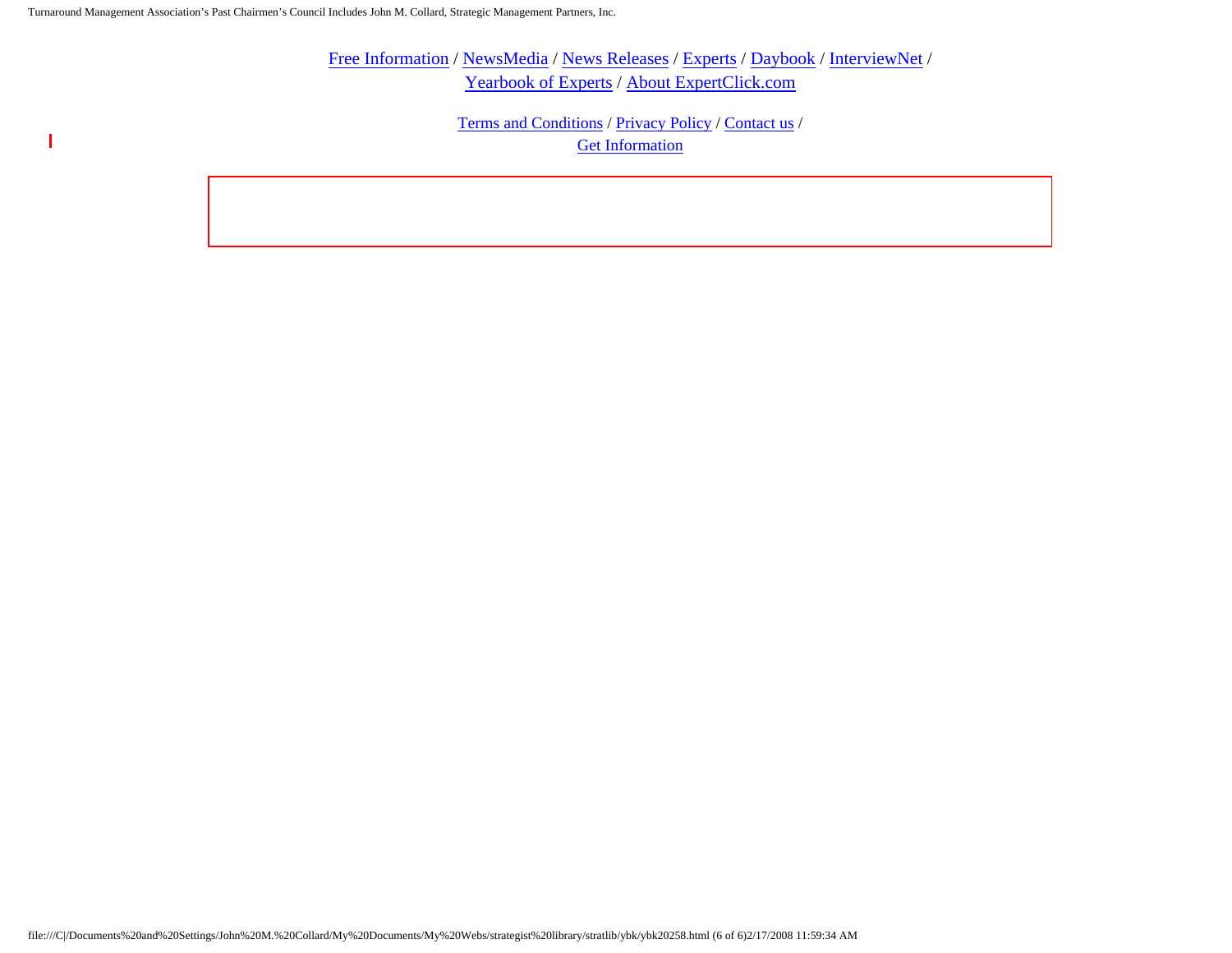Free Information / NewsMedia / News Releases / Experts / Daybook / InterviewNet / Yearbook of Experts / About ExpertClick.com

Terms and Conditions / Privacy Policy / Contact us / Get Information